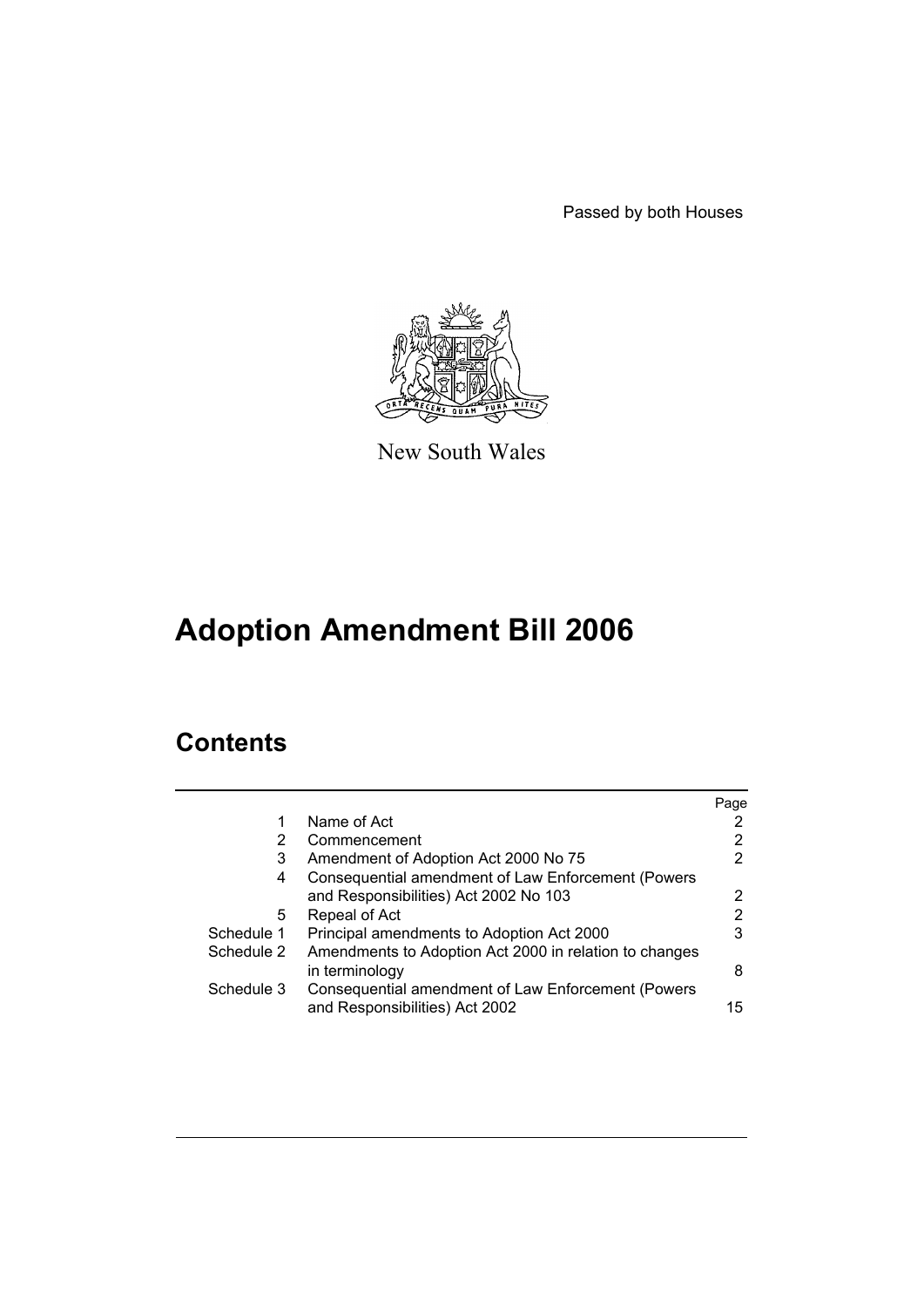Passed by both Houses

New South Wales

# Adoption Amendment Bill 2006

## Contents

| | | Page |
|---|---|---|
| 1 | Name of Act | 2 |
| 2 | Commencement | 2 |
| 3 | Amendment of Adoption Act 2000 No 75 | 2 |
| 4 | Consequential amendment of Law Enforcement (Powers and Responsibilities) Act 2002 No 103 | 2 |
| 5 | Repeal of Act | 2 |
| Schedule 1 | Principal amendments to Adoption Act 2000 | 3 |
| Schedule 2 | Amendments to Adoption Act 2000 in relation to changes in terminology | 8 |
| Schedule 3 | Consequential amendment of Law Enforcement (Powers and Responsibilities) Act 2002 | 15 |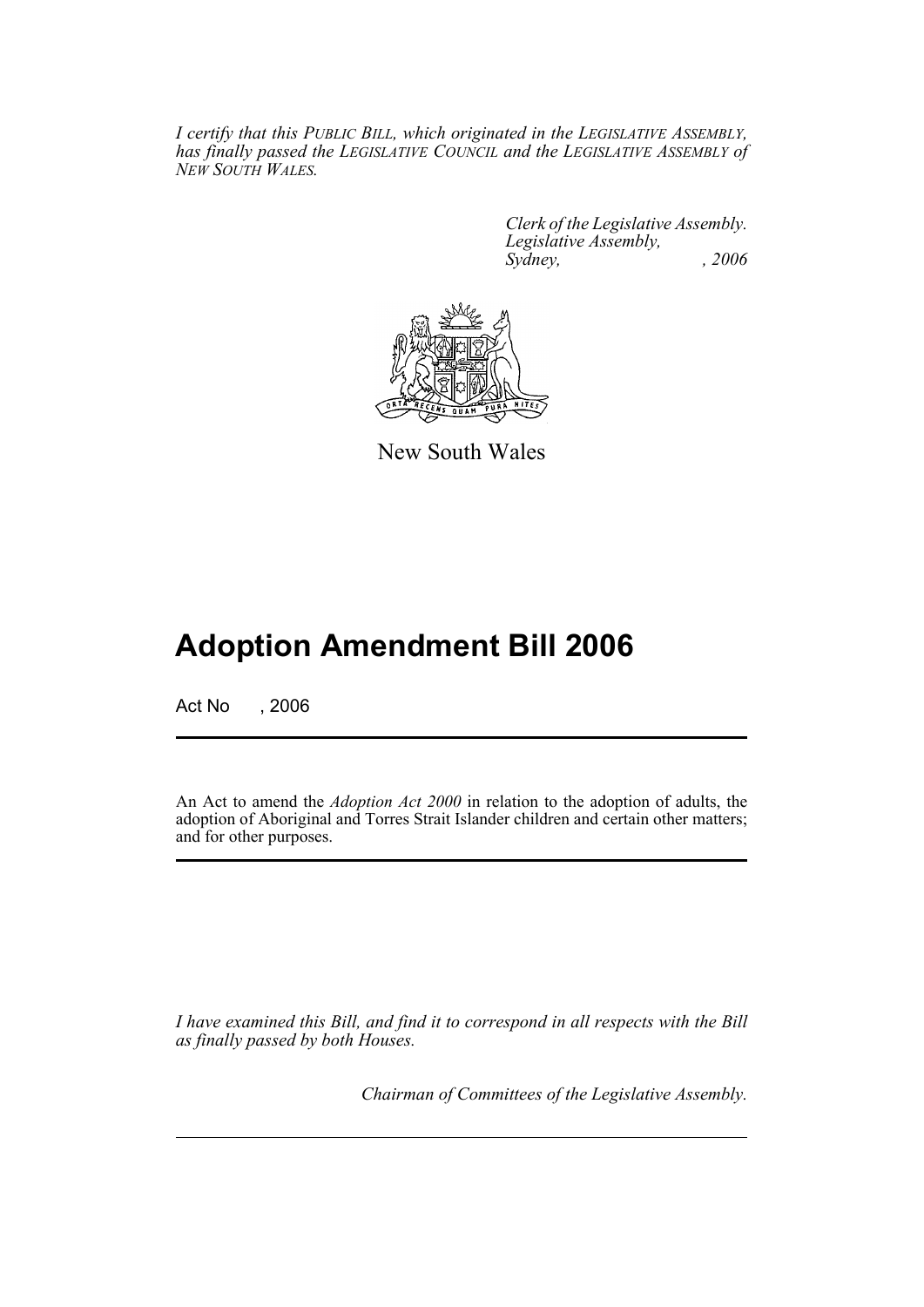*I certify that this PUBLIC BILL, which originated in the LEGISLATIVE ASSEMBLY, has finally passed the LEGISLATIVE COUNCIL and the LEGISLATIVE ASSEMBLY of NEW SOUTH WALES.*

*Clerk of the Legislative Assembly.*
*Legislative Assembly,*
*Sydney, , 2006*

New South Wales

# Adoption Amendment Bill 2006

Act No , 2006

An Act to amend the *Adoption Act 2000* in relation to the adoption of adults, the adoption of Aboriginal and Torres Strait Islander children and certain other matters; and for other purposes.

*I have examined this Bill, and find it to correspond in all respects with the Bill as finally passed by both Houses.*

*Chairman of Committees of the Legislative Assembly.*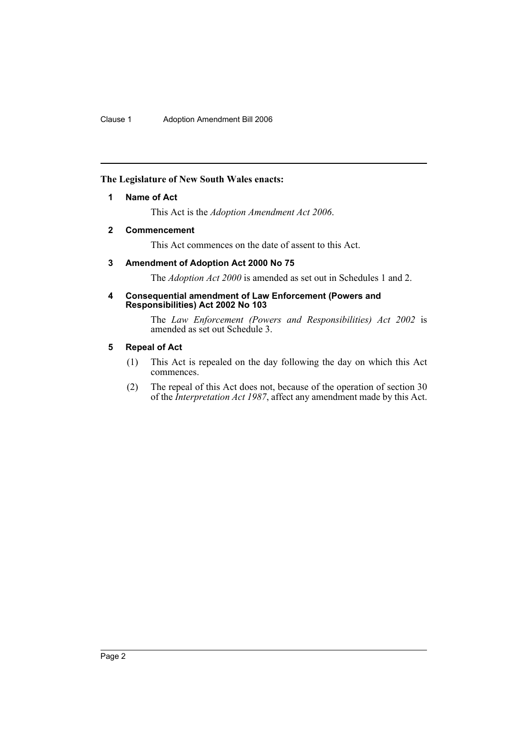**The Legislature of New South Wales enacts:**

### 1 Name of Act

This Act is the *Adoption Amendment Act 2006*.

### 2 Commencement

This Act commences on the date of assent to this Act.

### 3 Amendment of Adoption Act 2000 No 75

The *Adoption Act 2000* is amended as set out in Schedules 1 and 2.

### 4 Consequential amendment of Law Enforcement (Powers and Responsibilities) Act 2002 No 103

The *Law Enforcement (Powers and Responsibilities) Act 2002* is amended as set out Schedule 3.

### 5 Repeal of Act

(1) This Act is repealed on the day following the day on which this Act commences.

(2) The repeal of this Act does not, because of the operation of section 30 of the *Interpretation Act 1987*, affect any amendment made by this Act.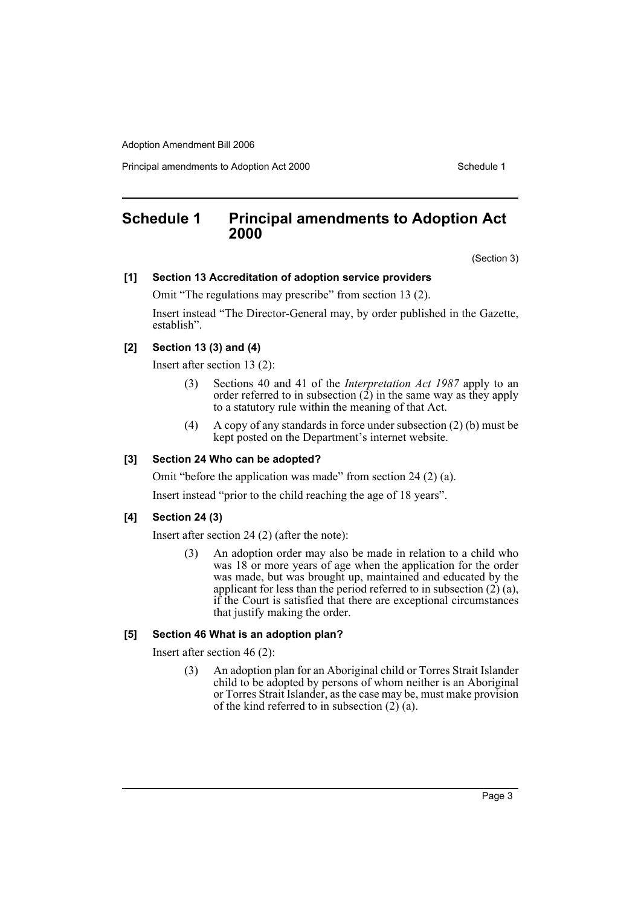## Schedule 1 Principal amendments to Adoption Act 2000

(Section 3)

**[1] Section 13 Accreditation of adoption service providers**

Omit "The regulations may prescribe" from section 13 (2).

Insert instead "The Director-General may, by order published in the Gazette, establish".

**[2] Section 13 (3) and (4)**

Insert after section 13 (2):

> (3) Sections 40 and 41 of the *Interpretation Act 1987* apply to an order referred to in subsection (2) in the same way as they apply to a statutory rule within the meaning of that Act.
>
> (4) A copy of any standards in force under subsection (2) (b) must be kept posted on the Department's internet website.

**[3] Section 24 Who can be adopted?**

Omit "before the application was made" from section 24 (2) (a).

Insert instead "prior to the child reaching the age of 18 years".

**[4] Section 24 (3)**

Insert after section 24 (2) (after the note):

> (3) An adoption order may also be made in relation to a child who was 18 or more years of age when the application for the order was made, but was brought up, maintained and educated by the applicant for less than the period referred to in subsection (2) (a), if the Court is satisfied that there are exceptional circumstances that justify making the order.

**[5] Section 46 What is an adoption plan?**

Insert after section 46 (2):

> (3) An adoption plan for an Aboriginal child or Torres Strait Islander child to be adopted by persons of whom neither is an Aboriginal or Torres Strait Islander, as the case may be, must make provision of the kind referred to in subsection (2) (a).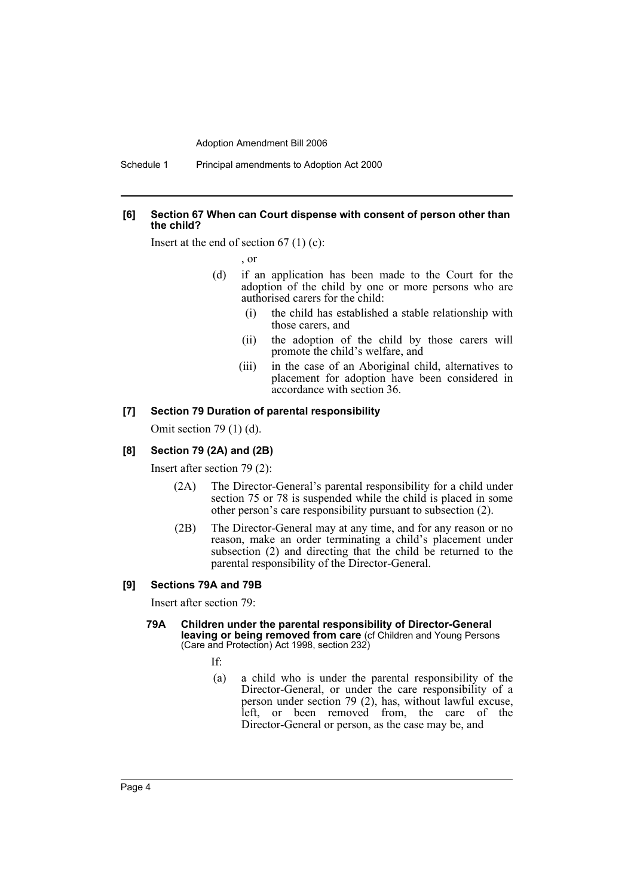**[6] Section 67 When can Court dispense with consent of person other than the child?**

Insert at the end of section 67 (1) (c):

, or

(d) if an application has been made to the Court for the adoption of the child by one or more persons who are authorised carers for the child:

(i) the child has established a stable relationship with those carers, and

(ii) the adoption of the child by those carers will promote the child's welfare, and

(iii) in the case of an Aboriginal child, alternatives to placement for adoption have been considered in accordance with section 36.

**[7] Section 79 Duration of parental responsibility**

Omit section 79 (1) (d).

**[8] Section 79 (2A) and (2B)**

Insert after section 79 (2):

(2A) The Director-General's parental responsibility for a child under section 75 or 78 is suspended while the child is placed in some other person's care responsibility pursuant to subsection (2).

(2B) The Director-General may at any time, and for any reason or no reason, make an order terminating a child's placement under subsection (2) and directing that the child be returned to the parental responsibility of the Director-General.

**[9] Sections 79A and 79B**

Insert after section 79:

**79A Children under the parental responsibility of Director-General leaving or being removed from care** (cf Children and Young Persons (Care and Protection) Act 1998, section 232)

If:

(a) a child who is under the parental responsibility of the Director-General, or under the care responsibility of a person under section 79 (2), has, without lawful excuse, left, or been removed from, the care of the Director-General or person, as the case may be, and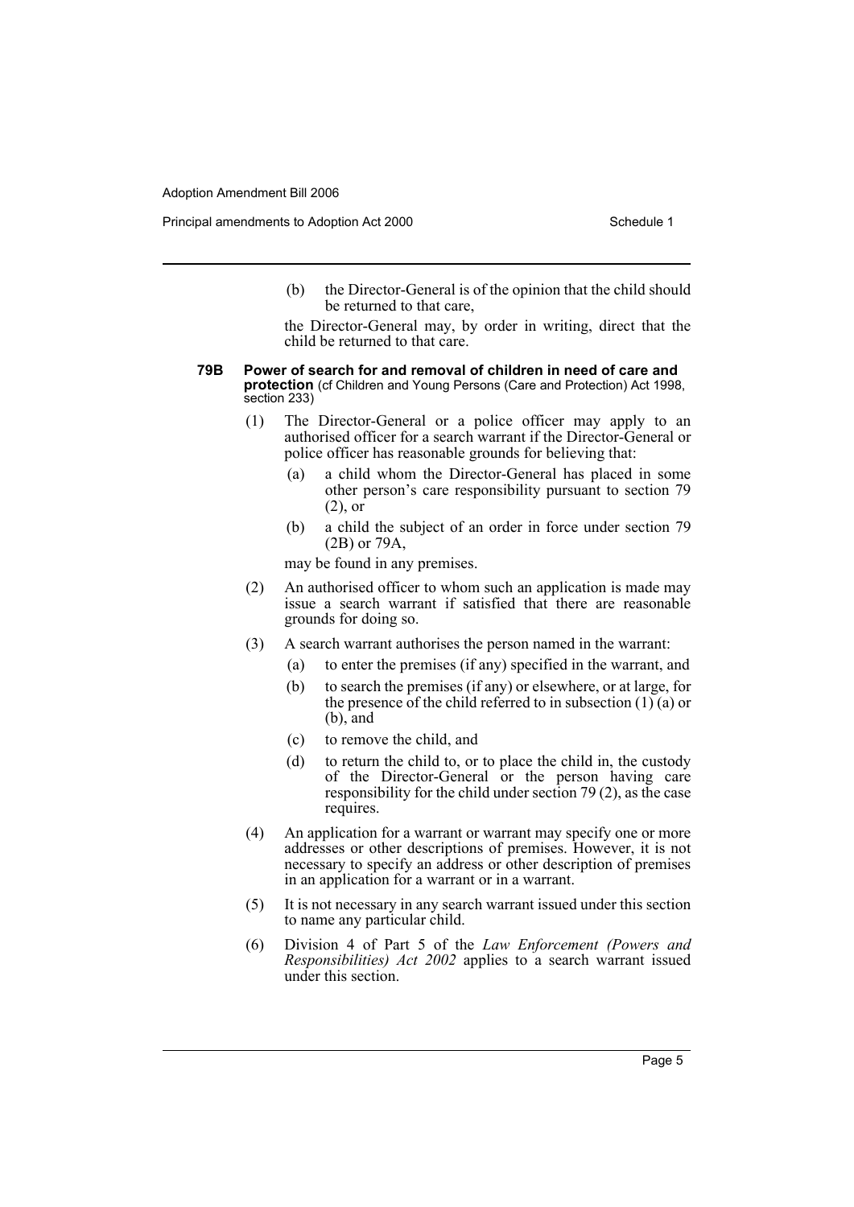(b) the Director-General is of the opinion that the child should be returned to that care,

the Director-General may, by order in writing, direct that the child be returned to that care.

**79B Power of search for and removal of children in need of care and protection** (cf Children and Young Persons (Care and Protection) Act 1998, section 233)

(1) The Director-General or a police officer may apply to an authorised officer for a search warrant if the Director-General or police officer has reasonable grounds for believing that:

(a) a child whom the Director-General has placed in some other person's care responsibility pursuant to section 79 (2), or

(b) a child the subject of an order in force under section 79 (2B) or 79A,

may be found in any premises.

(2) An authorised officer to whom such an application is made may issue a search warrant if satisfied that there are reasonable grounds for doing so.

(3) A search warrant authorises the person named in the warrant:

(a) to enter the premises (if any) specified in the warrant, and

(b) to search the premises (if any) or elsewhere, or at large, for the presence of the child referred to in subsection (1) (a) or (b), and

(c) to remove the child, and

(d) to return the child to, or to place the child in, the custody of the Director-General or the person having care responsibility for the child under section 79 (2), as the case requires.

(4) An application for a warrant or warrant may specify one or more addresses or other descriptions of premises. However, it is not necessary to specify an address or other description of premises in an application for a warrant or in a warrant.

(5) It is not necessary in any search warrant issued under this section to name any particular child.

(6) Division 4 of Part 5 of the *Law Enforcement (Powers and Responsibilities) Act 2002* applies to a search warrant issued under this section.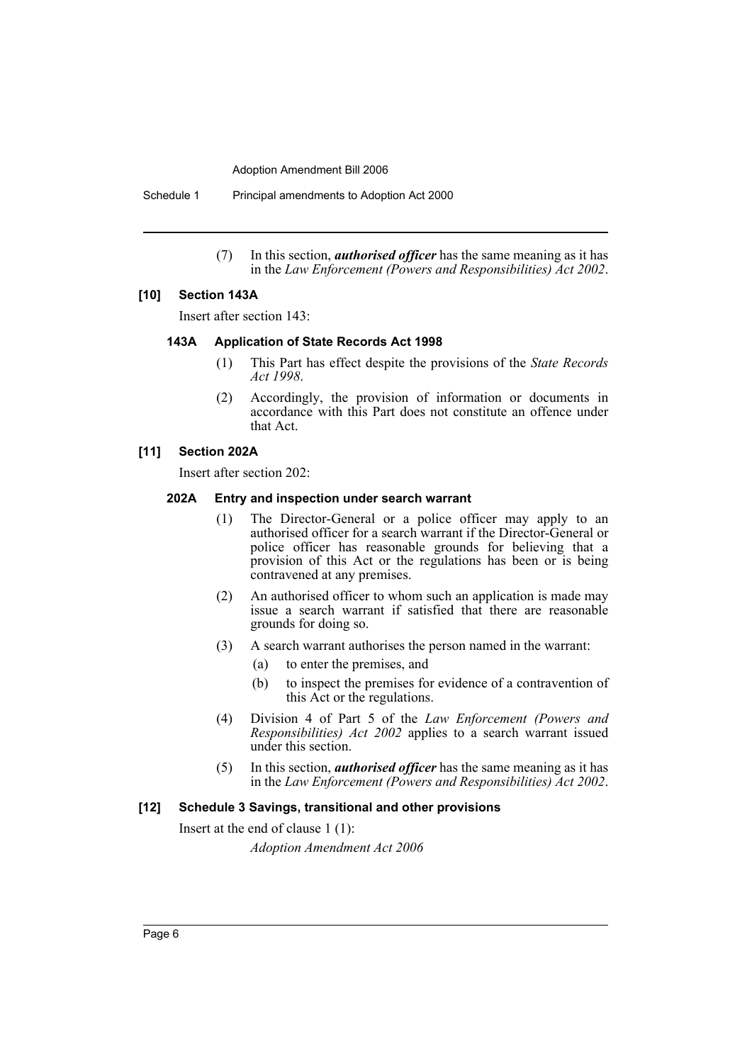(7) In this section, ***authorised officer*** has the same meaning as it has in the *Law Enforcement (Powers and Responsibilities) Act 2002*.

### [10] Section 143A

Insert after section 143:

#### 143A Application of State Records Act 1998

(1) This Part has effect despite the provisions of the *State Records Act 1998*.

(2) Accordingly, the provision of information or documents in accordance with this Part does not constitute an offence under that Act.

### [11] Section 202A

Insert after section 202:

#### 202A Entry and inspection under search warrant

(1) The Director-General or a police officer may apply to an authorised officer for a search warrant if the Director-General or police officer has reasonable grounds for believing that a provision of this Act or the regulations has been or is being contravened at any premises.

(2) An authorised officer to whom such an application is made may issue a search warrant if satisfied that there are reasonable grounds for doing so.

(3) A search warrant authorises the person named in the warrant:

- (a) to enter the premises, and
- (b) to inspect the premises for evidence of a contravention of this Act or the regulations.

(4) Division 4 of Part 5 of the *Law Enforcement (Powers and Responsibilities) Act 2002* applies to a search warrant issued under this section.

(5) In this section, ***authorised officer*** has the same meaning as it has in the *Law Enforcement (Powers and Responsibilities) Act 2002*.

### [12] Schedule 3 Savings, transitional and other provisions

Insert at the end of clause 1 (1):

*Adoption Amendment Act 2006*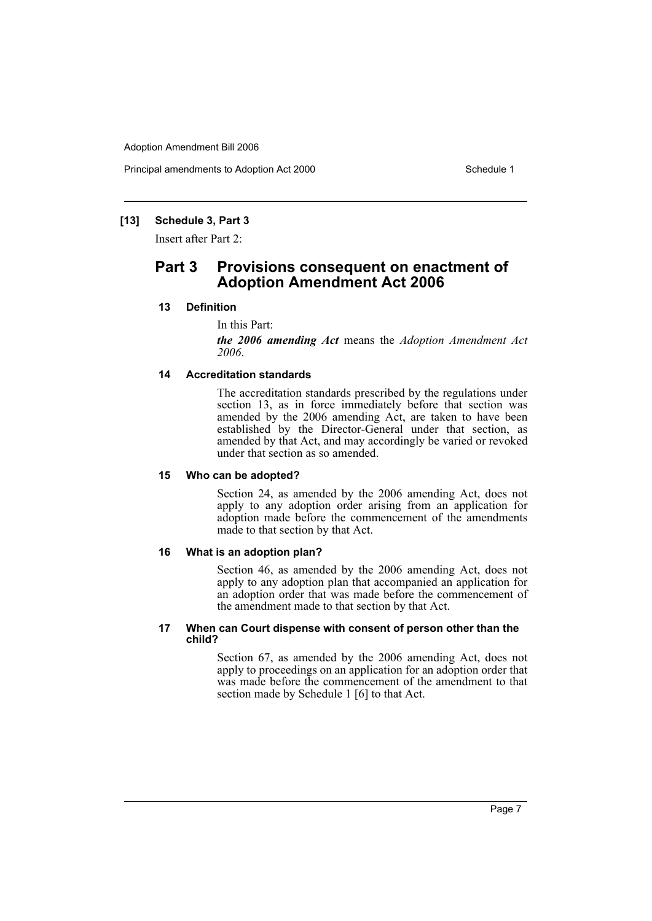### [13] Schedule 3, Part 3

Insert after Part 2:

## Part 3 Provisions consequent on enactment of Adoption Amendment Act 2006

#### 13 Definition

In this Part:

***the 2006 amending Act*** means the *Adoption Amendment Act 2006*.

#### 14 Accreditation standards

The accreditation standards prescribed by the regulations under section 13, as in force immediately before that section was amended by the 2006 amending Act, are taken to have been established by the Director-General under that section, as amended by that Act, and may accordingly be varied or revoked under that section as so amended.

#### 15 Who can be adopted?

Section 24, as amended by the 2006 amending Act, does not apply to any adoption order arising from an application for adoption made before the commencement of the amendments made to that section by that Act.

#### 16 What is an adoption plan?

Section 46, as amended by the 2006 amending Act, does not apply to any adoption plan that accompanied an application for an adoption order that was made before the commencement of the amendment made to that section by that Act.

#### 17 When can Court dispense with consent of person other than the child?

Section 67, as amended by the 2006 amending Act, does not apply to proceedings on an application for an adoption order that was made before the commencement of the amendment to that section made by Schedule 1 [6] to that Act.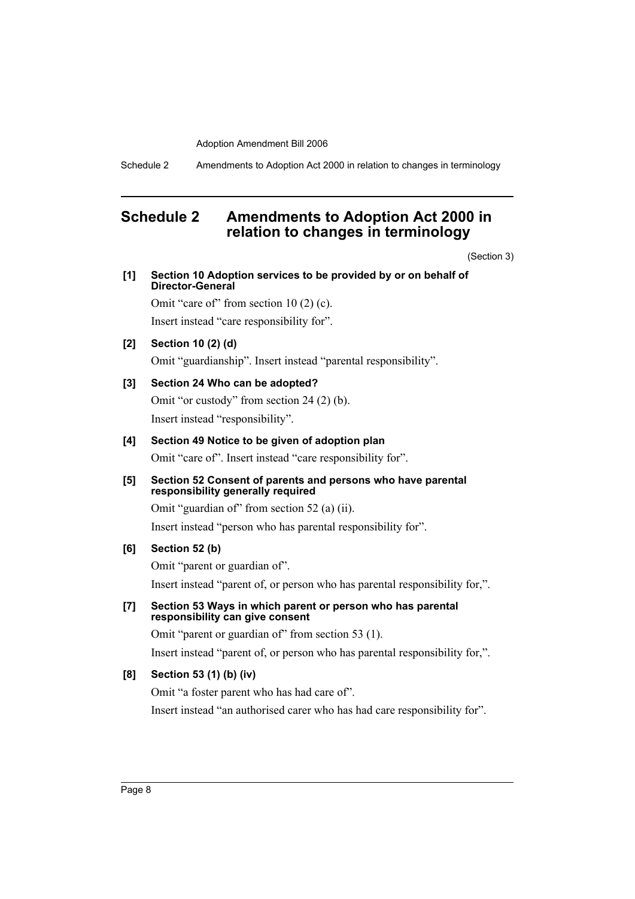## Schedule 2 Amendments to Adoption Act 2000 in relation to changes in terminology

(Section 3)

**[1] Section 10 Adoption services to be provided by or on behalf of Director-General**

Omit "care of" from section 10 (2) (c).

Insert instead "care responsibility for".

**[2] Section 10 (2) (d)**

Omit "guardianship". Insert instead "parental responsibility".

**[3] Section 24 Who can be adopted?**

Omit "or custody" from section 24 (2) (b).

Insert instead "responsibility".

**[4] Section 49 Notice to be given of adoption plan**

Omit "care of". Insert instead "care responsibility for".

**[5] Section 52 Consent of parents and persons who have parental responsibility generally required**

Omit "guardian of" from section 52 (a) (ii).

Insert instead "person who has parental responsibility for".

**[6] Section 52 (b)**

Omit "parent or guardian of".

Insert instead "parent of, or person who has parental responsibility for,".

**[7] Section 53 Ways in which parent or person who has parental responsibility can give consent**

Omit "parent or guardian of" from section 53 (1).

Insert instead "parent of, or person who has parental responsibility for,".

**[8] Section 53 (1) (b) (iv)**

Omit "a foster parent who has had care of".

Insert instead "an authorised carer who has had care responsibility for".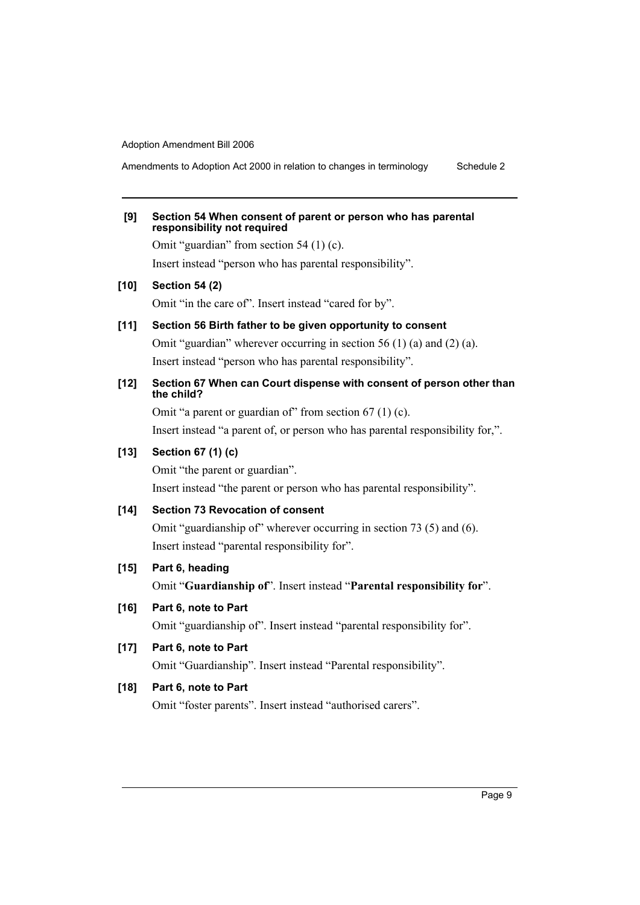**[9] Section 54 When consent of parent or person who has parental responsibility not required**

Omit "guardian" from section 54 (1) (c).

Insert instead "person who has parental responsibility".

**[10] Section 54 (2)**

Omit "in the care of". Insert instead "cared for by".

**[11] Section 56 Birth father to be given opportunity to consent**

Omit "guardian" wherever occurring in section 56 (1) (a) and (2) (a).

Insert instead "person who has parental responsibility".

**[12] Section 67 When can Court dispense with consent of person other than the child?**

Omit "a parent or guardian of" from section 67 (1) (c).

Insert instead "a parent of, or person who has parental responsibility for,".

**[13] Section 67 (1) (c)**

Omit "the parent or guardian".

Insert instead "the parent or person who has parental responsibility".

**[14] Section 73 Revocation of consent**

Omit "guardianship of" wherever occurring in section 73 (5) and (6).

Insert instead "parental responsibility for".

**[15] Part 6, heading**

Omit "**Guardianship of**". Insert instead "**Parental responsibility for**".

**[16] Part 6, note to Part**

Omit "guardianship of". Insert instead "parental responsibility for".

**[17] Part 6, note to Part**

Omit "Guardianship". Insert instead "Parental responsibility".

**[18] Part 6, note to Part**

Omit "foster parents". Insert instead "authorised carers".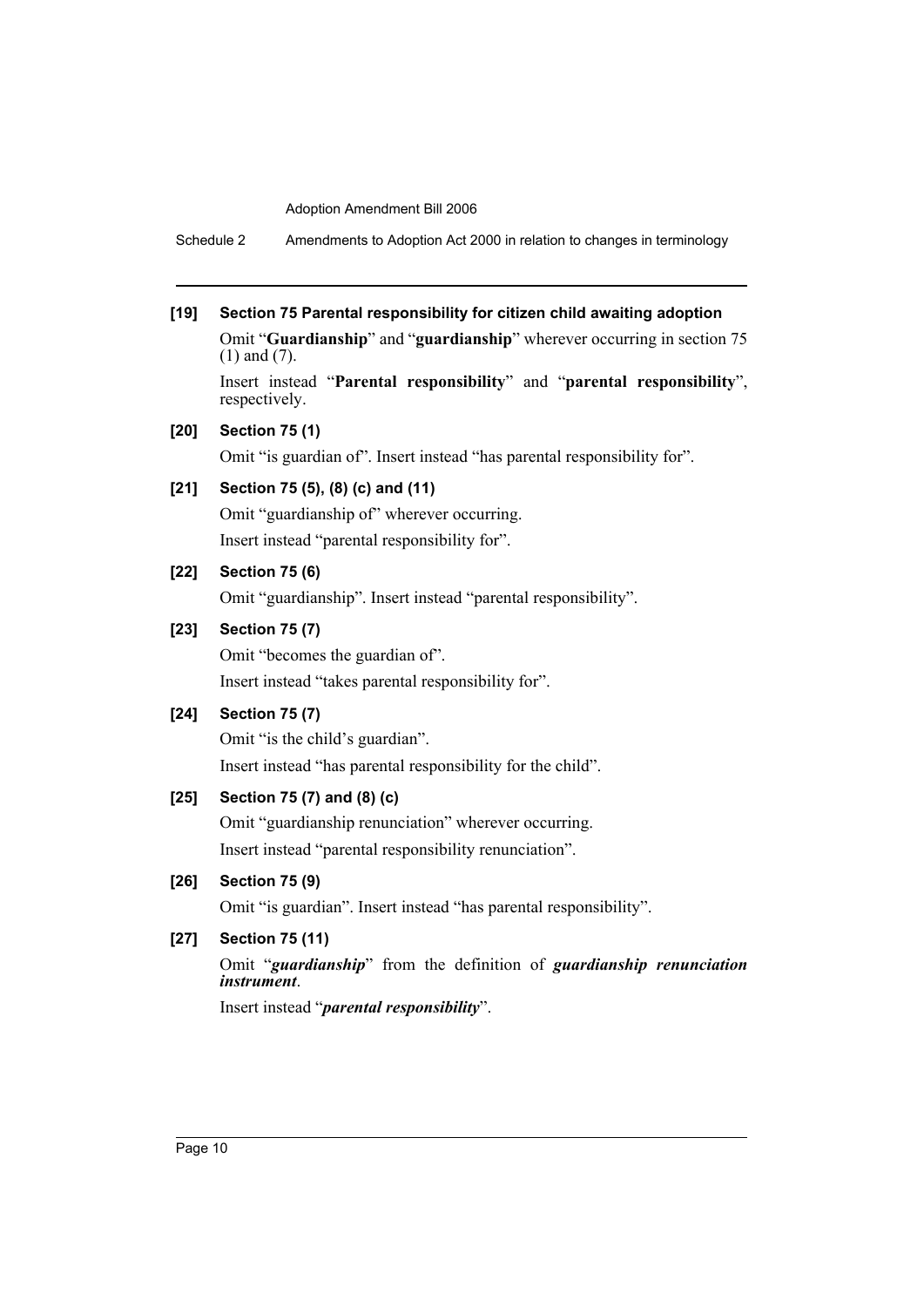**[19] Section 75 Parental responsibility for citizen child awaiting adoption**

Omit "**Guardianship**" and "**guardianship**" wherever occurring in section 75 (1) and (7).

Insert instead "**Parental responsibility**" and "**parental responsibility**", respectively.

**[20] Section 75 (1)**

Omit "is guardian of". Insert instead "has parental responsibility for".

**[21] Section 75 (5), (8) (c) and (11)**

Omit "guardianship of" wherever occurring.

Insert instead "parental responsibility for".

**[22] Section 75 (6)**

Omit "guardianship". Insert instead "parental responsibility".

**[23] Section 75 (7)**

Omit "becomes the guardian of".

Insert instead "takes parental responsibility for".

**[24] Section 75 (7)**

Omit "is the child's guardian".

Insert instead "has parental responsibility for the child".

**[25] Section 75 (7) and (8) (c)**

Omit "guardianship renunciation" wherever occurring.

Insert instead "parental responsibility renunciation".

**[26] Section 75 (9)**

Omit "is guardian". Insert instead "has parental responsibility".

**[27] Section 75 (11)**

Omit "***guardianship***" from the definition of ***guardianship renunciation instrument***.

Insert instead "***parental responsibility***".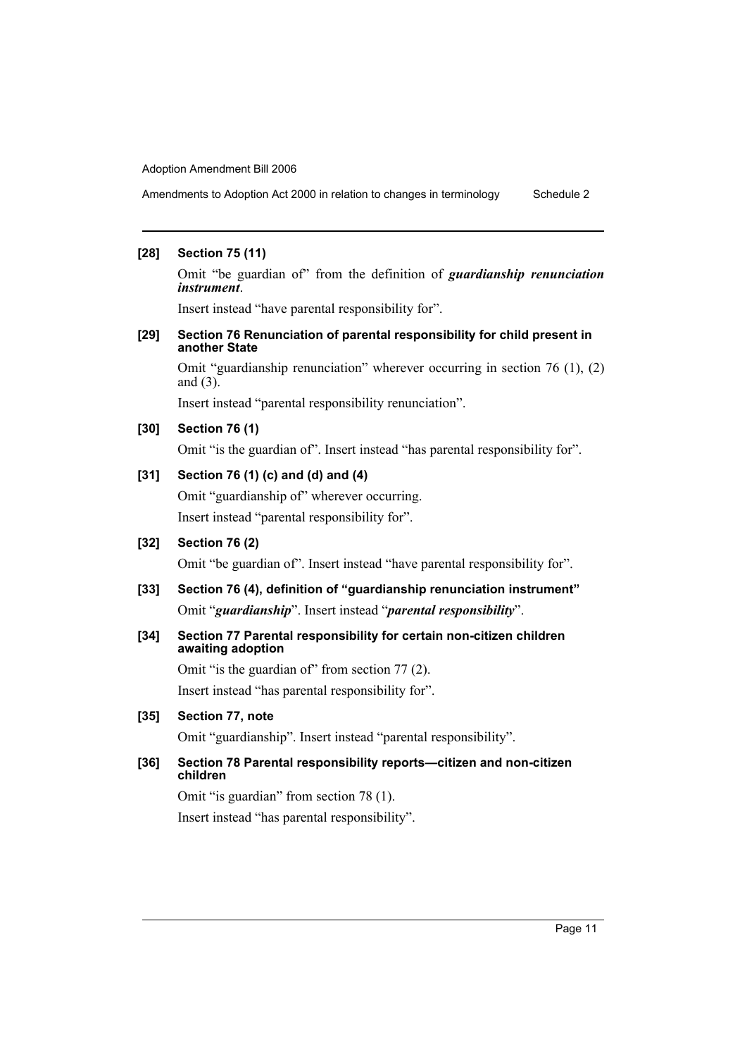**[28] Section 75 (11)**

Omit "be guardian of" from the definition of ***guardianship renunciation instrument***.

Insert instead "have parental responsibility for".

**[29] Section 76 Renunciation of parental responsibility for child present in another State**

Omit "guardianship renunciation" wherever occurring in section 76 (1), (2) and (3).

Insert instead "parental responsibility renunciation".

**[30] Section 76 (1)**

Omit "is the guardian of". Insert instead "has parental responsibility for".

**[31] Section 76 (1) (c) and (d) and (4)**

Omit "guardianship of" wherever occurring.

Insert instead "parental responsibility for".

**[32] Section 76 (2)**

Omit "be guardian of". Insert instead "have parental responsibility for".

**[33] Section 76 (4), definition of "guardianship renunciation instrument"**

Omit "***guardianship***". Insert instead "***parental responsibility***".

**[34] Section 77 Parental responsibility for certain non-citizen children awaiting adoption**

Omit "is the guardian of" from section 77 (2).

Insert instead "has parental responsibility for".

**[35] Section 77, note**

Omit "guardianship". Insert instead "parental responsibility".

**[36] Section 78 Parental responsibility reports—citizen and non-citizen children**

Omit "is guardian" from section 78 (1).

Insert instead "has parental responsibility".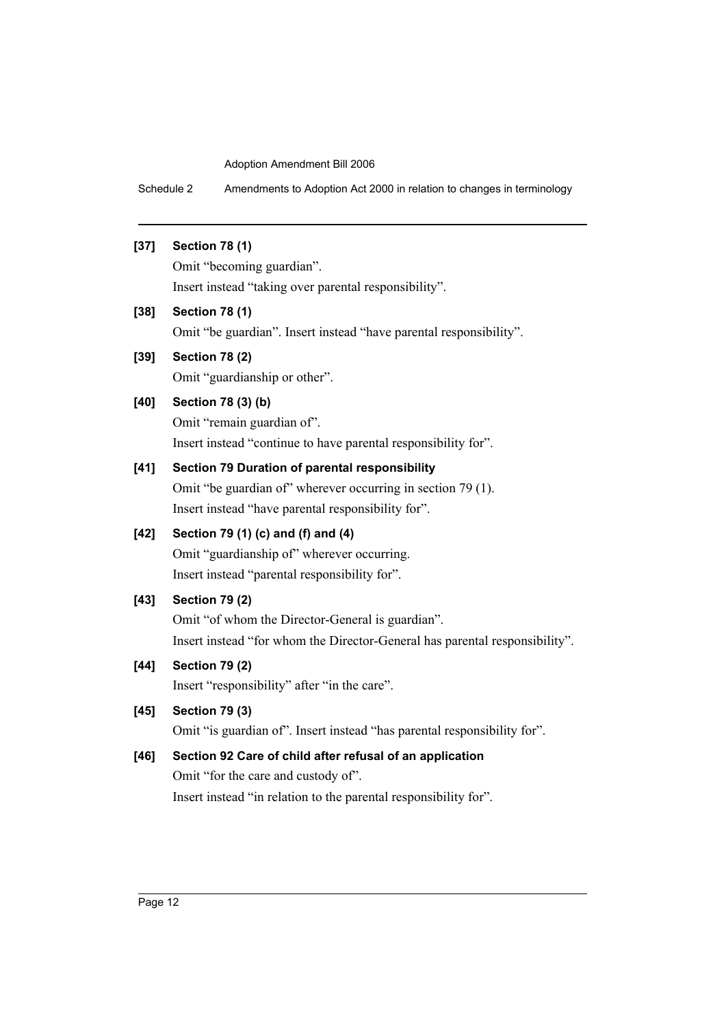**[37] Section 78 (1)**

Omit "becoming guardian".

Insert instead "taking over parental responsibility".

**[38] Section 78 (1)**

Omit "be guardian". Insert instead "have parental responsibility".

**[39] Section 78 (2)**

Omit "guardianship or other".

**[40] Section 78 (3) (b)**

Omit "remain guardian of".

Insert instead "continue to have parental responsibility for".

**[41] Section 79 Duration of parental responsibility**

Omit "be guardian of" wherever occurring in section 79 (1).

Insert instead "have parental responsibility for".

**[42] Section 79 (1) (c) and (f) and (4)**

Omit "guardianship of" wherever occurring.

Insert instead "parental responsibility for".

**[43] Section 79 (2)**

Omit "of whom the Director-General is guardian".

Insert instead "for whom the Director-General has parental responsibility".

**[44] Section 79 (2)**

Insert "responsibility" after "in the care".

**[45] Section 79 (3)**

Omit "is guardian of". Insert instead "has parental responsibility for".

**[46] Section 92 Care of child after refusal of an application**

Omit "for the care and custody of".

Insert instead "in relation to the parental responsibility for".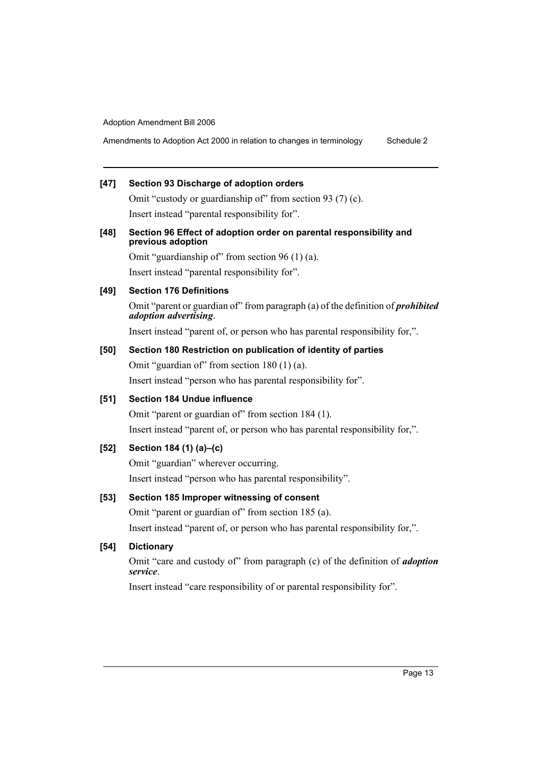### [47] Section 93 Discharge of adoption orders

Omit "custody or guardianship of" from section 93 (7) (c).

Insert instead "parental responsibility for".

### [48] Section 96 Effect of adoption order on parental responsibility and previous adoption

Omit "guardianship of" from section 96 (1) (a).

Insert instead "parental responsibility for".

### [49] Section 176 Definitions

Omit "parent or guardian of" from paragraph (a) of the definition of ***prohibited adoption advertising***.

Insert instead "parent of, or person who has parental responsibility for,".

### [50] Section 180 Restriction on publication of identity of parties

Omit "guardian of" from section 180 (1) (a).

Insert instead "person who has parental responsibility for".

### [51] Section 184 Undue influence

Omit "parent or guardian of" from section 184 (1).

Insert instead "parent of, or person who has parental responsibility for,".

### [52] Section 184 (1) (a)–(c)

Omit "guardian" wherever occurring.

Insert instead "person who has parental responsibility".

### [53] Section 185 Improper witnessing of consent

Omit "parent or guardian of" from section 185 (a).

Insert instead "parent of, or person who has parental responsibility for,".

### [54] Dictionary

Omit "care and custody of" from paragraph (c) of the definition of ***adoption service***.

Insert instead "care responsibility of or parental responsibility for".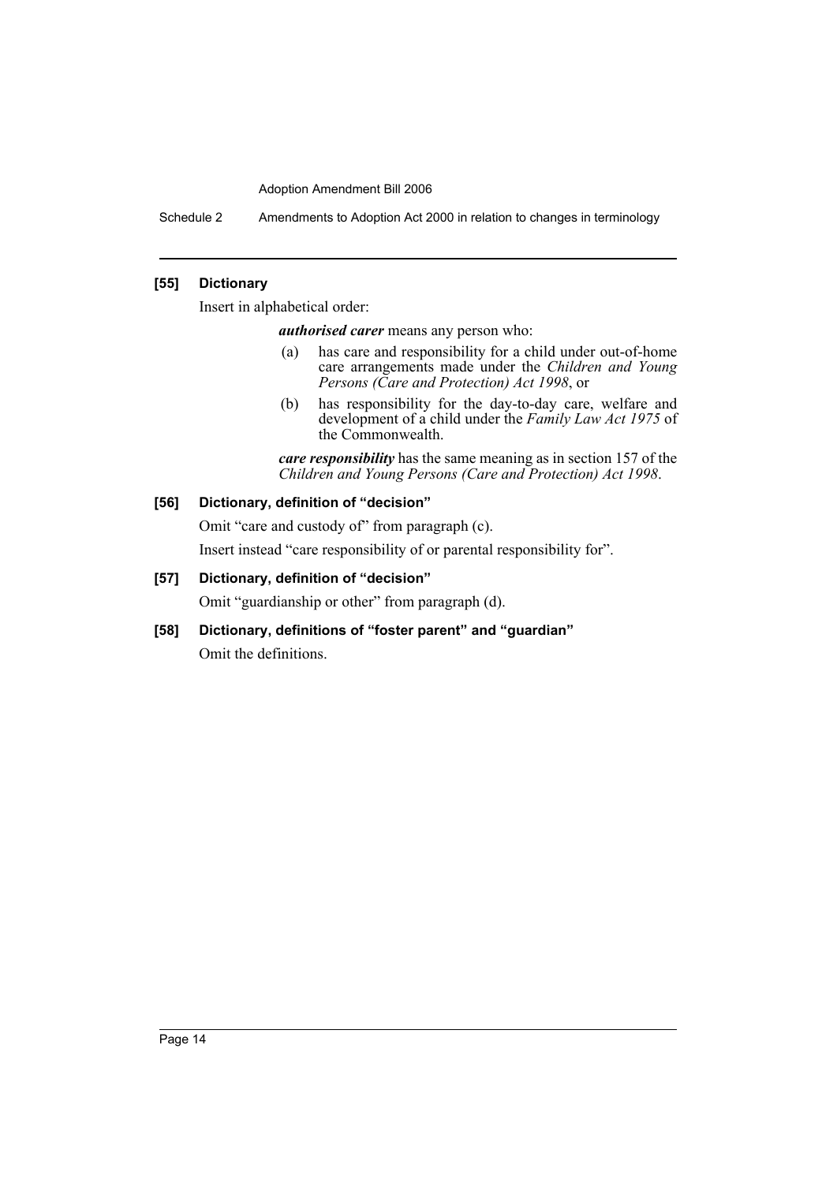#### [55] Dictionary

Insert in alphabetical order:

> ***authorised carer*** means any person who:
>
> (a) has care and responsibility for a child under out-of-home care arrangements made under the *Children and Young Persons (Care and Protection) Act 1998*, or
>
> (b) has responsibility for the day-to-day care, welfare and development of a child under the *Family Law Act 1975* of the Commonwealth.
>
> ***care responsibility*** has the same meaning as in section 157 of the *Children and Young Persons (Care and Protection) Act 1998*.

#### [56] Dictionary, definition of "decision"

Omit "care and custody of" from paragraph (c).

Insert instead "care responsibility of or parental responsibility for".

#### [57] Dictionary, definition of "decision"

Omit "guardianship or other" from paragraph (d).

#### [58] Dictionary, definitions of "foster parent" and "guardian"

Omit the definitions.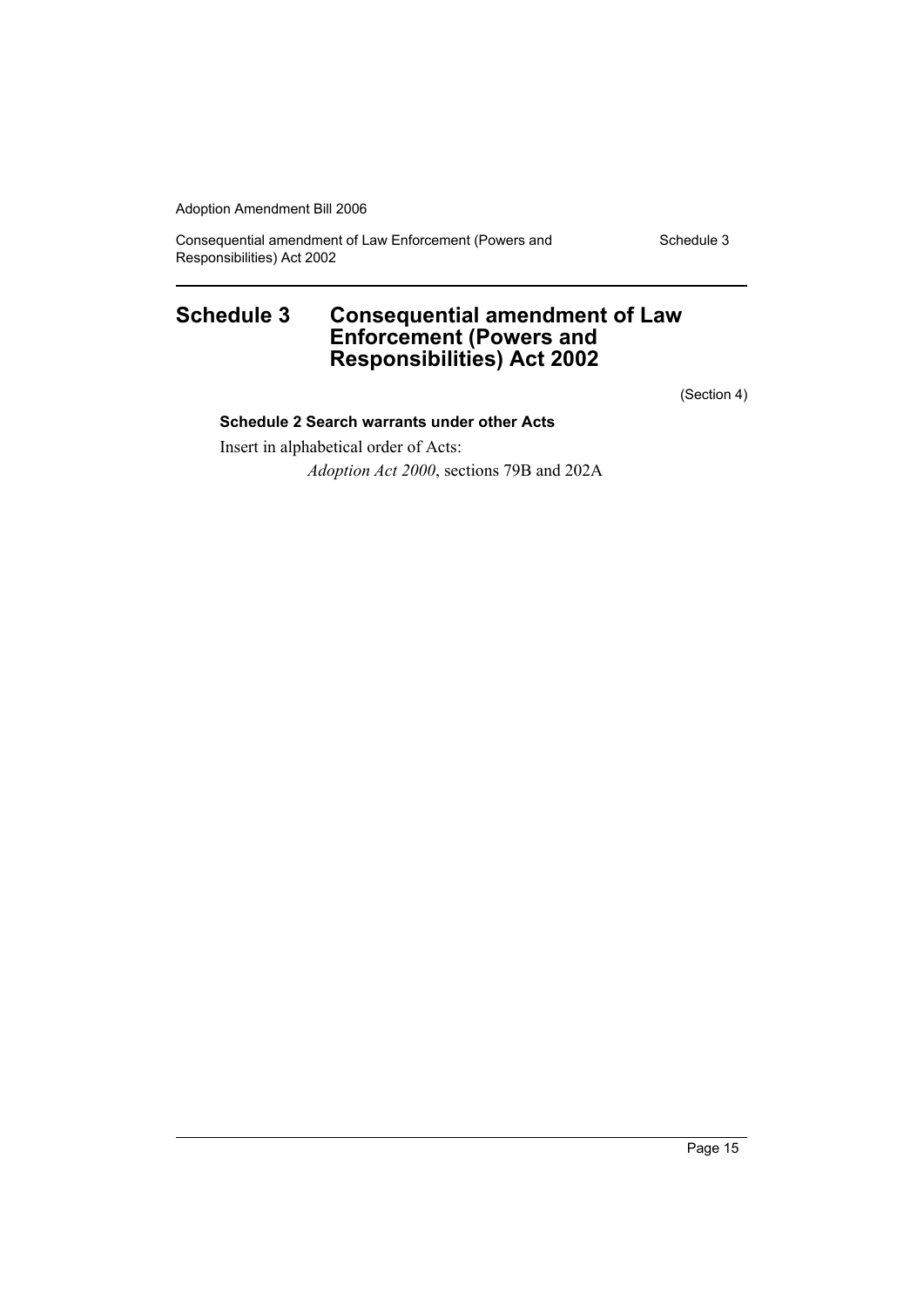# Schedule 3 Consequential amendment of Law Enforcement (Powers and Responsibilities) Act 2002

(Section 4)

**Schedule 2 Search warrants under other Acts**

Insert in alphabetical order of Acts:

*Adoption Act 2000*, sections 79B and 202A